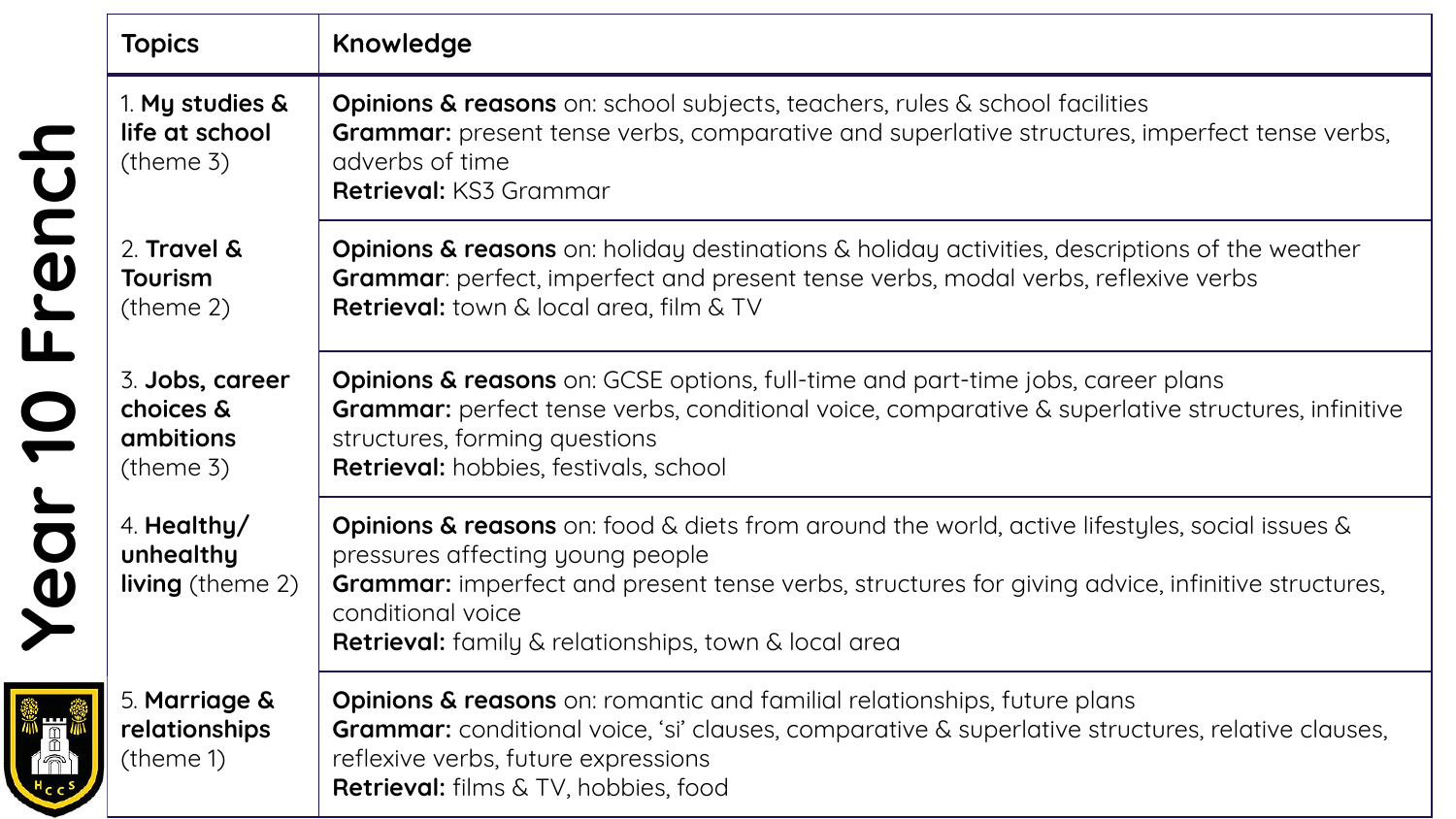# Year 10 French

| Topics | Knowledge |
|---|---|
| 1. **My studies & life at school** (theme 3) | **Opinions & reasons** on: school subjects, teachers, rules & school facilities<br>**Grammar:** present tense verbs, comparative and superlative structures, imperfect tense verbs, adverbs of time<br>**Retrieval:** KS3 Grammar |
| 2. **Travel & Tourism** (theme 2) | **Opinions & reasons** on: holiday destinations & holiday activities, descriptions of the weather<br>**Grammar**: perfect, imperfect and present tense verbs, modal verbs, reflexive verbs<br>**Retrieval:** town & local area, film & TV |
| 3. **Jobs, career choices & ambitions** (theme 3) | **Opinions & reasons** on: GCSE options, full-time and part-time jobs, career plans<br>**Grammar:** perfect tense verbs, conditional voice, comparative & superlative structures, infinitive structures, forming questions<br>**Retrieval:** hobbies, festivals, school |
| 4. **Healthy/ unhealthy living** (theme 2) | **Opinions & reasons** on: food & diets from around the world, active lifestyles, social issues & pressures affecting young people<br>**Grammar:** imperfect and present tense verbs, structures for giving advice, infinitive structures, conditional voice<br>**Retrieval:** family & relationships, town & local area |
| 5. **Marriage & relationships** (theme 1) | **Opinions & reasons** on: romantic and familial relationships, future plans<br>**Grammar:** conditional voice, 'si' clauses, comparative & superlative structures, relative clauses, reflexive verbs, future expressions<br>**Retrieval:** films & TV, hobbies, food |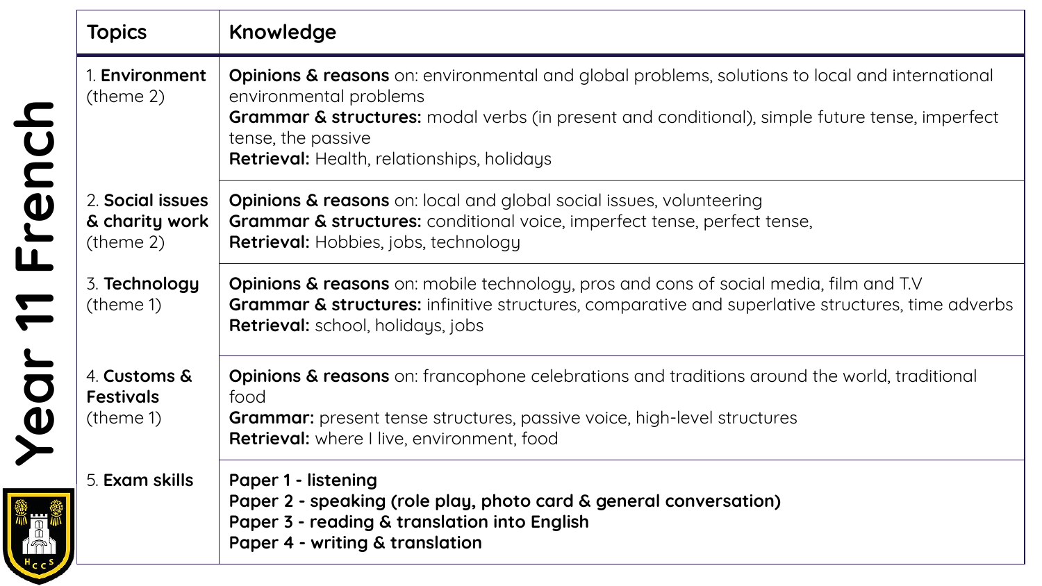# Year 11 French

| Topics | Knowledge |
|---|---|
| 1. **Environment** (theme 2) | **Opinions & reasons** on: environmental and global problems, solutions to local and international environmental problems<br>**Grammar & structures:** modal verbs (in present and conditional), simple future tense, imperfect tense, the passive<br>**Retrieval:** Health, relationships, holidays |
| 2. **Social issues & charity work** (theme 2) | **Opinions & reasons** on: local and global social issues, volunteering<br>**Grammar & structures:** conditional voice, imperfect tense, perfect tense,<br>**Retrieval:** Hobbies, jobs, technology |
| 3. **Technology** (theme 1) | **Opinions & reasons** on: mobile technology, pros and cons of social media, film and T.V<br>**Grammar & structures:** infinitive structures, comparative and superlative structures, time adverbs<br>**Retrieval:** school, holidays, jobs |
| 4. **Customs & Festivals** (theme 1) | **Opinions & reasons** on: francophone celebrations and traditions around the world, traditional food<br>**Grammar:** present tense structures, passive voice, high-level structures<br>**Retrieval:** where I live, environment, food |
| 5. **Exam skills** | **Paper 1 - listening**<br>**Paper 2 - speaking (role play, photo card & general conversation)**<br>**Paper 3 - reading & translation into English**<br>**Paper 4 - writing & translation** |